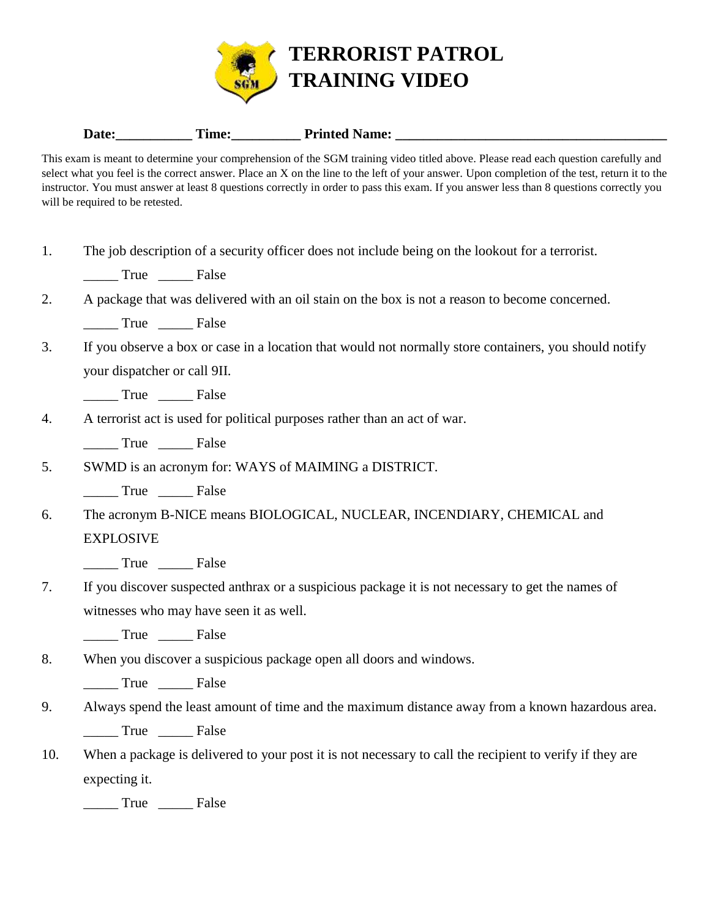# TERRORIST PATROL TRAINING VIDEO

**Date:___________ Time:__________ Printed Name: ________________________________________**

This exam is meant to determine your comprehension of the SGM training video titled above. Please read each question carefully and select what you feel is the correct answer. Place an X on the line to the left of your answer. Upon completion of the test, return it to the instructor. You must answer at least 8 questions correctly in order to pass this exam. If you answer less than 8 questions correctly you will be required to be retested.

1. The job description of a security officer does not include being on the lookout for a terrorist.

   _____ True _____ False

2. A package that was delivered with an oil stain on the box is not a reason to become concerned.

   _____ True _____ False

3. If you observe a box or case in a location that would not normally store containers, you should notify your dispatcher or call 9II.

   _____ True _____ False

4. A terrorist act is used for political purposes rather than an act of war.

   _____ True _____ False

5. SWMD is an acronym for: WAYS of MAIMING a DISTRICT.

   _____ True _____ False

6. The acronym B-NICE means BIOLOGICAL, NUCLEAR, INCENDIARY, CHEMICAL and EXPLOSIVE

   _____ True _____ False

7. If you discover suspected anthrax or a suspicious package it is not necessary to get the names of witnesses who may have seen it as well.

   _____ True _____ False

8. When you discover a suspicious package open all doors and windows.

   _____ True _____ False

9. Always spend the least amount of time and the maximum distance away from a known hazardous area.

   _____ True _____ False

10. When a package is delivered to your post it is not necessary to call the recipient to verify if they are expecting it.

    _____ True _____ False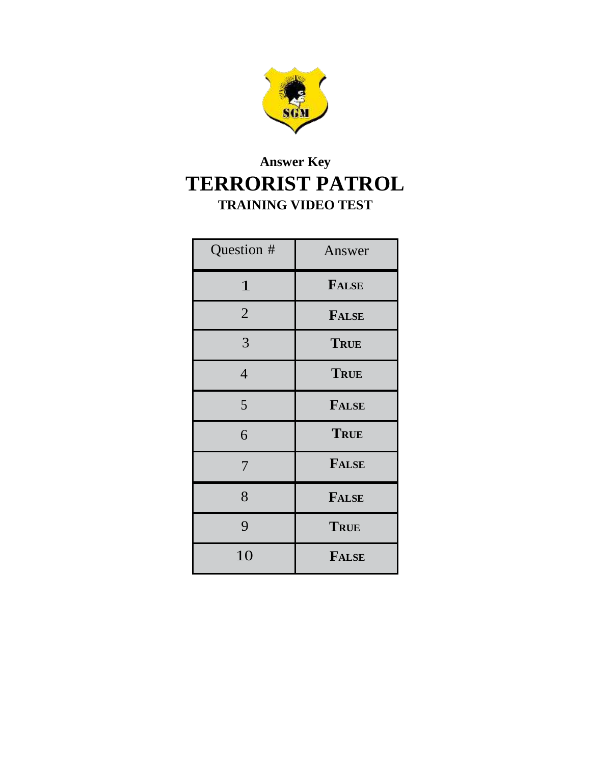**Answer Key**

# TERRORIST PATROL

**TRAINING VIDEO TEST**

| Question # | Answer |
|---|---|
| 1 | **FALSE** |
| 2 | **FALSE** |
| 3 | **TRUE** |
| 4 | **TRUE** |
| 5 | **FALSE** |
| 6 | **TRUE** |
| 7 | **FALSE** |
| 8 | **FALSE** |
| 9 | **TRUE** |
| 10 | **FALSE** |